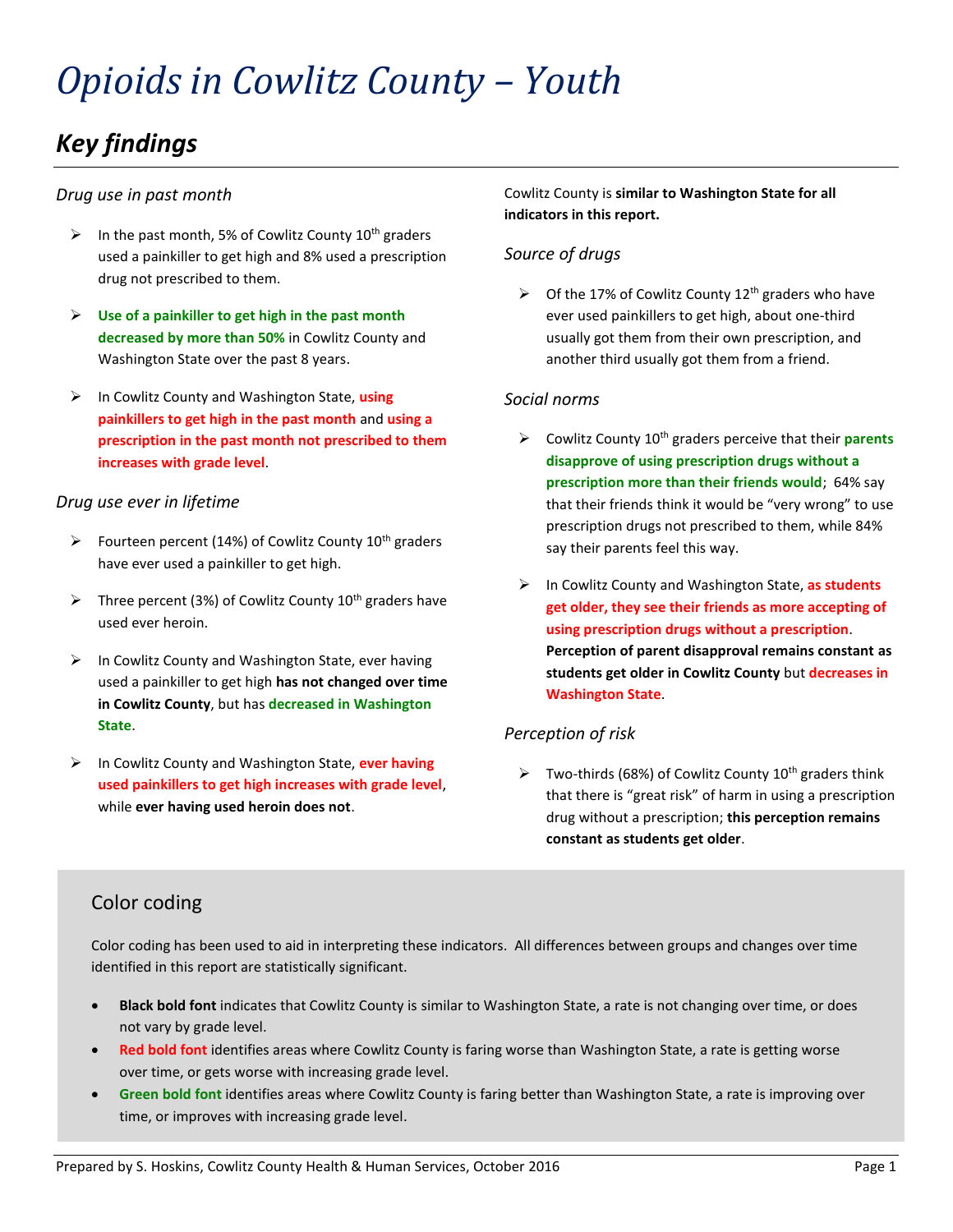# Opioids in Cowlitz County – Youth

## Key findings

### Drug use in past month

- In the past month, 5% of Cowlitz County 10th graders used a painkiller to get high and 8% used a prescription drug not prescribed to them.
- **Use of a painkiller to get high in the past month decreased by more than 50%** in Cowlitz County and Washington State over the past 8 years.
- In Cowlitz County and Washington State, **using painkillers to get high in the past month** and **using a prescription in the past month not prescribed to them increases with grade level**.

### Drug use ever in lifetime

- Fourteen percent (14%) of Cowlitz County 10th graders have ever used a painkiller to get high.
- Three percent (3%) of Cowlitz County 10th graders have used ever heroin.
- In Cowlitz County and Washington State, ever having used a painkiller to get high **has not changed over time in Cowlitz County**, but has **decreased in Washington State**.
- In Cowlitz County and Washington State, **ever having used painkillers to get high increases with grade level**, while **ever having used heroin does not**.

Cowlitz County is **similar to Washington State for all indicators in this report.**

### Source of drugs

- Of the 17% of Cowlitz County 12th graders who have ever used painkillers to get high, about one-third usually got them from their own prescription, and another third usually got them from a friend.

### Social norms

- Cowlitz County 10th graders perceive that their **parents disapprove of using prescription drugs without a prescription more than their friends would**; 64% say that their friends think it would be "very wrong" to use prescription drugs not prescribed to them, while 84% say their parents feel this way.
- In Cowlitz County and Washington State, **as students get older, they see their friends as more accepting of using prescription drugs without a prescription**. **Perception of parent disapproval remains constant as students get older in Cowlitz County** but **decreases in Washington State**.

### Perception of risk

- Two-thirds (68%) of Cowlitz County 10th graders think that there is "great risk" of harm in using a prescription drug without a prescription; **this perception remains constant as students get older**.

## Color coding

Color coding has been used to aid in interpreting these indicators. All differences between groups and changes over time identified in this report are statistically significant.

- **Black bold font** indicates that Cowlitz County is similar to Washington State, a rate is not changing over time, or does not vary by grade level.
- **Red bold font** identifies areas where Cowlitz County is faring worse than Washington State, a rate is getting worse over time, or gets worse with increasing grade level.
- **Green bold font** identifies areas where Cowlitz County is faring better than Washington State, a rate is improving over time, or improves with increasing grade level.

Prepared by S. Hoskins, Cowlitz County Health & Human Services, October 2016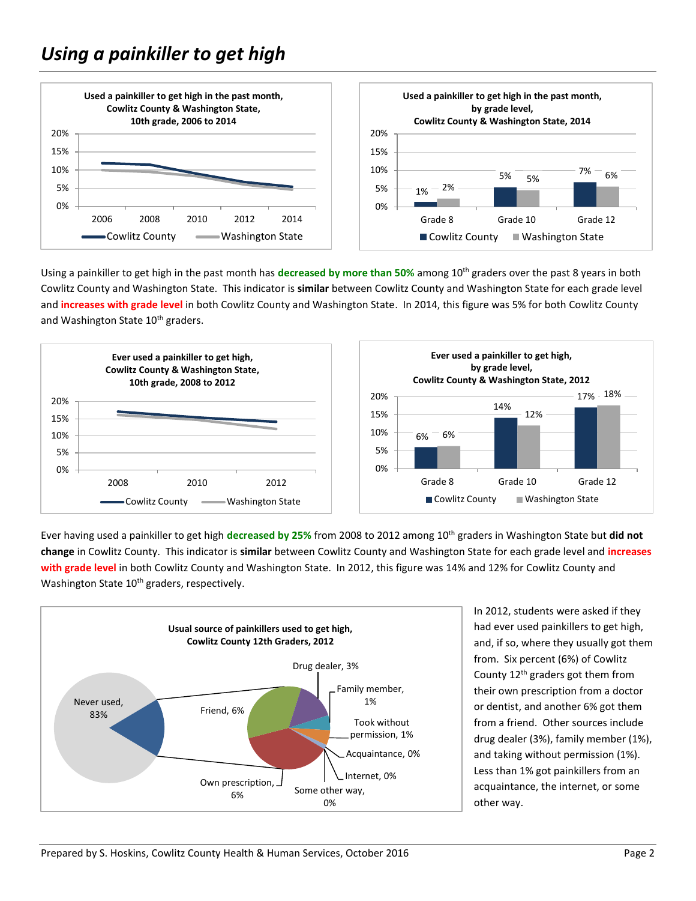# *Using a painkiller to get high*

**Used a painkiller to get high in the past month, Cowlitz County & Washington State, 10th grade, 2006 to 2014**

**Used a painkiller to get high in the past month, by grade level, Cowlitz County & Washington State, 2014**

| | Grade 8 | Grade 10 | Grade 12 |
|---|---|---|---|
| Cowlitz County | 1% | 5% | 7% |
| Washington State | 2% | 5% | 6% |

Using a painkiller to get high in the past month has **decreased by more than 50%** among 10th graders over the past 8 years in both Cowlitz County and Washington State. This indicator is **similar** between Cowlitz County and Washington State for each grade level and **increases with grade level** in both Cowlitz County and Washington State. In 2014, this figure was 5% for both Cowlitz County and Washington State 10th graders.

**Ever used a painkiller to get high, Cowlitz County & Washington State, 10th grade, 2008 to 2012**

**Ever used a painkiller to get high, by grade level, Cowlitz County & Washington State, 2012**

| | Grade 8 | Grade 10 | Grade 12 |
|---|---|---|---|
| Cowlitz County | 6% | 14% | 17% |
| Washington State | 6% | 12% | 18% |

Ever having used a painkiller to get high **decreased by 25%** from 2008 to 2012 among 10th graders in Washington State but **did not change** in Cowlitz County. This indicator is **similar** between Cowlitz County and Washington State for each grade level and **increases with grade level** in both Cowlitz County and Washington State. In 2012, this figure was 14% and 12% for Cowlitz County and Washington State 10th graders, respectively.

**Usual source of painkillers used to get high, Cowlitz County 12th Graders, 2012**

| Source | Percent |
|---|---|
| Never used | 83% |
| Friend | 6% |
| Own prescription | 6% |
| Drug dealer | 3% |
| Family member | 1% |
| Took without permission | 1% |
| Acquaintance | 0% |
| Internet | 0% |
| Some other way | 0% |

In 2012, students were asked if they had ever used painkillers to get high, and, if so, where they usually got them from. Six percent (6%) of Cowlitz County 12th graders got them from their own prescription from a doctor or dentist, and another 6% got them from a friend. Other sources include drug dealer (3%), family member (1%), and taking without permission (1%). Less than 1% got painkillers from an acquaintance, the internet, or some other way.

Prepared by S. Hoskins, Cowlitz County Health & Human Services, October 2016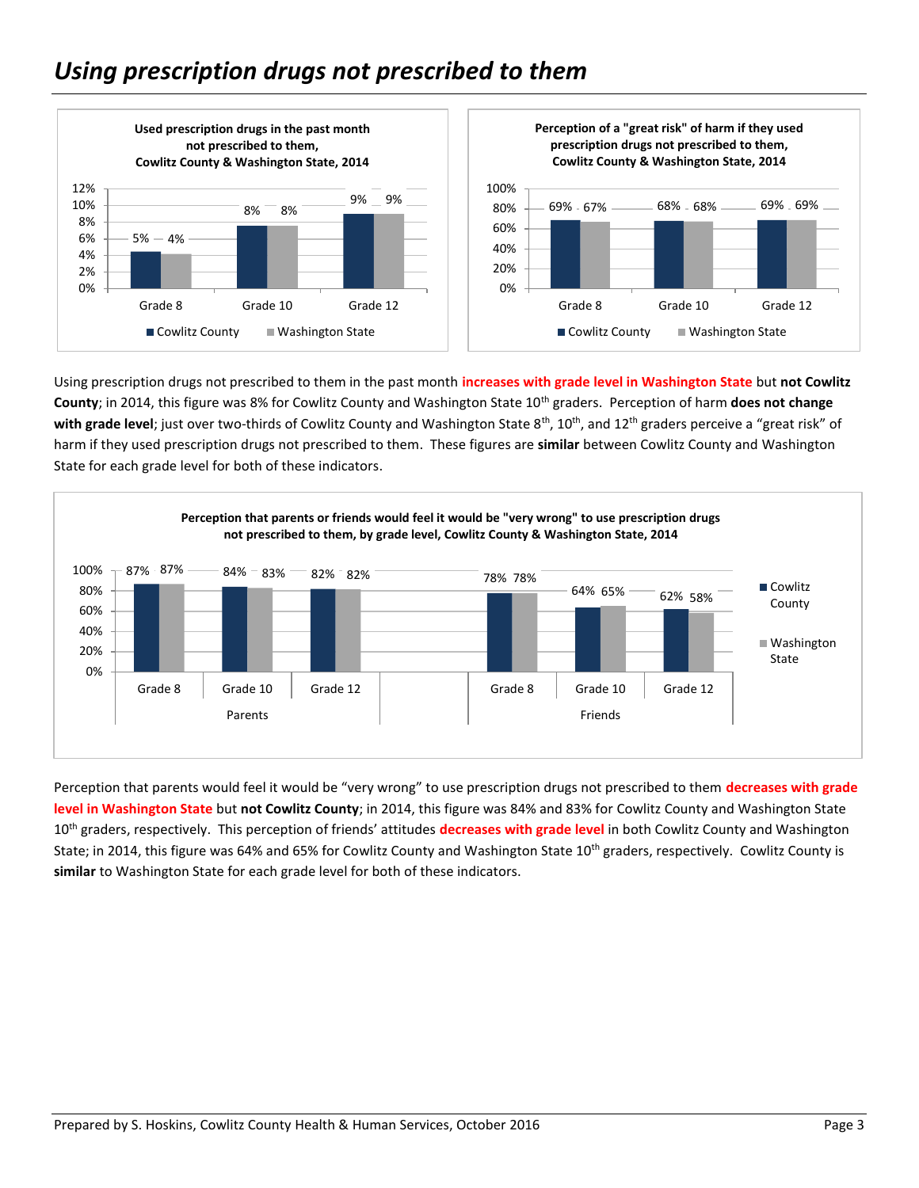# *Using prescription drugs not prescribed to them*

**Used prescription drugs in the past month not prescribed to them, Cowlitz County & Washington State, 2014**

| | Cowlitz County | Washington State |
|---|---|---|
| Grade 8 | 5% | 4% |
| Grade 10 | 8% | 8% |
| Grade 12 | 9% | 9% |

**Perception of a "great risk" of harm if they used prescription drugs not prescribed to them, Cowlitz County & Washington State, 2014**

| | Cowlitz County | Washington State |
|---|---|---|
| Grade 8 | 69% | 67% |
| Grade 10 | 68% | 68% |
| Grade 12 | 69% | 69% |

Using prescription drugs not prescribed to them in the past month **increases with grade level in Washington State** but **not Cowlitz County**; in 2014, this figure was 8% for Cowlitz County and Washington State 10th graders. Perception of harm **does not change with grade level**; just over two-thirds of Cowlitz County and Washington State 8th, 10th, and 12th graders perceive a "great risk" of harm if they used prescription drugs not prescribed to them. These figures are **similar** between Cowlitz County and Washington State for each grade level for both of these indicators.

**Perception that parents or friends would feel it would be "very wrong" to use prescription drugs not prescribed to them, by grade level, Cowlitz County & Washington State, 2014**

| | | Cowlitz County | Washington State |
|---|---|---|---|
| Parents | Grade 8 | 87% | 87% |
| | Grade 10 | 84% | 83% |
| | Grade 12 | 82% | 82% |
| Friends | Grade 8 | 78% | 78% |
| | Grade 10 | 64% | 65% |
| | Grade 12 | 62% | 58% |

Perception that parents would feel it would be "very wrong" to use prescription drugs not prescribed to them **decreases with grade level in Washington State** but **not Cowlitz County**; in 2014, this figure was 84% and 83% for Cowlitz County and Washington State 10th graders, respectively. This perception of friends' attitudes **decreases with grade level** in both Cowlitz County and Washington State; in 2014, this figure was 64% and 65% for Cowlitz County and Washington State 10th graders, respectively. Cowlitz County is **similar** to Washington State for each grade level for both of these indicators.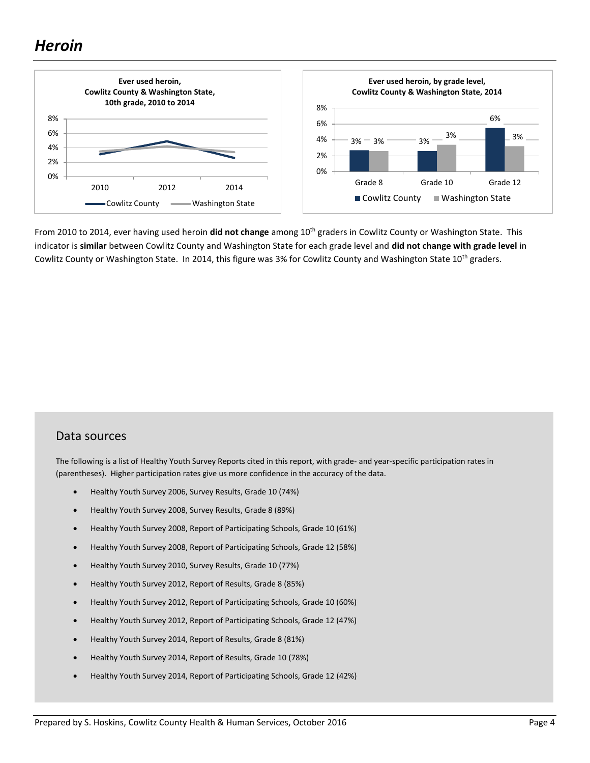## *Heroin*

Ever used heroin,
Cowlitz County & Washington State,
10th grade, 2010 to 2014

8%
6%
4%
2%
0%

2010
2012
2014

Cowlitz County
Washington State

Ever used heroin, by grade level,
Cowlitz County & Washington State, 2014

8%
6%
4%
2%
0%

3% 3%
3% 3%
6% 3%

Grade 8
Grade 10
Grade 12

Cowlitz County
Washington State

From 2010 to 2014, ever having used heroin **did not change** among 10th graders in Cowlitz County or Washington State. This indicator is **similar** between Cowlitz County and Washington State for each grade level and **did not change with grade level** in Cowlitz County or Washington State. In 2014, this figure was 3% for Cowlitz County and Washington State 10th graders.

## Data sources

The following is a list of Healthy Youth Survey Reports cited in this report, with grade- and year-specific participation rates in (parentheses). Higher participation rates give us more confidence in the accuracy of the data.

- Healthy Youth Survey 2006, Survey Results, Grade 10 (74%)
- Healthy Youth Survey 2008, Survey Results, Grade 8 (89%)
- Healthy Youth Survey 2008, Report of Participating Schools, Grade 10 (61%)
- Healthy Youth Survey 2008, Report of Participating Schools, Grade 12 (58%)
- Healthy Youth Survey 2010, Survey Results, Grade 10 (77%)
- Healthy Youth Survey 2012, Report of Results, Grade 8 (85%)
- Healthy Youth Survey 2012, Report of Participating Schools, Grade 10 (60%)
- Healthy Youth Survey 2012, Report of Participating Schools, Grade 12 (47%)
- Healthy Youth Survey 2014, Report of Results, Grade 8 (81%)
- Healthy Youth Survey 2014, Report of Results, Grade 10 (78%)
- Healthy Youth Survey 2014, Report of Participating Schools, Grade 12 (42%)

Prepared by S. Hoskins, Cowlitz County Health & Human Services, October 2016